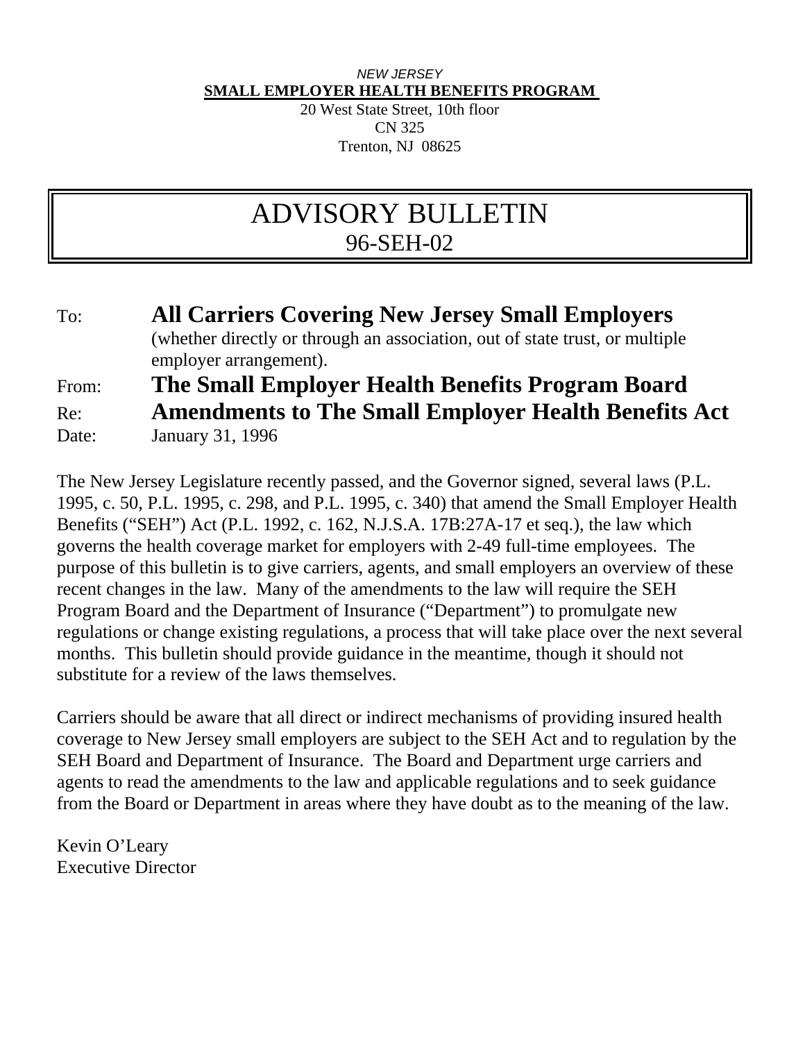*NEW JERSEY*

**SMALL EMPLOYER HEALTH BENEFITS PROGRAM**

20 West State Street, 10th floor
CN 325
Trenton, NJ 08625

# ADVISORY BULLETIN
## 96-SEH-02

To: **All Carriers Covering New Jersey Small Employers**
(whether directly or through an association, out of state trust, or multiple employer arrangement).

From: **The Small Employer Health Benefits Program Board**

Re: **Amendments to The Small Employer Health Benefits Act**

Date: January 31, 1996

The New Jersey Legislature recently passed, and the Governor signed, several laws (P.L. 1995, c. 50, P.L. 1995, c. 298, and P.L. 1995, c. 340) that amend the Small Employer Health Benefits ("SEH") Act (P.L. 1992, c. 162, N.J.S.A. 17B:27A-17 et seq.), the law which governs the health coverage market for employers with 2-49 full-time employees. The purpose of this bulletin is to give carriers, agents, and small employers an overview of these recent changes in the law. Many of the amendments to the law will require the SEH Program Board and the Department of Insurance ("Department") to promulgate new regulations or change existing regulations, a process that will take place over the next several months. This bulletin should provide guidance in the meantime, though it should not substitute for a review of the laws themselves.

Carriers should be aware that all direct or indirect mechanisms of providing insured health coverage to New Jersey small employers are subject to the SEH Act and to regulation by the SEH Board and Department of Insurance. The Board and Department urge carriers and agents to read the amendments to the law and applicable regulations and to seek guidance from the Board or Department in areas where they have doubt as to the meaning of the law.

Kevin O'Leary
Executive Director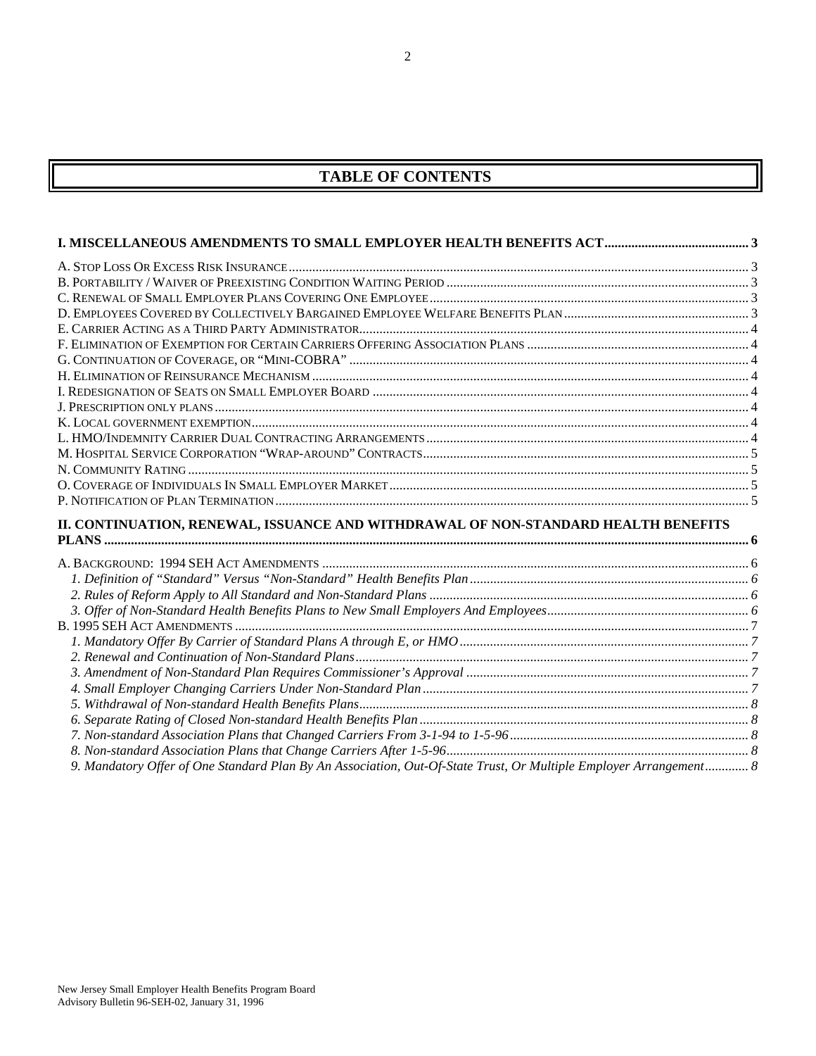# TABLE OF CONTENTS

**I. MISCELLANEOUS AMENDMENTS TO SMALL EMPLOYER HEALTH BENEFITS ACT .......... 3**

A. Stop Loss Or Excess Risk Insurance .......... 3
B. Portability / Waiver of Preexisting Condition Waiting Period .......... 3
C. Renewal of Small Employer Plans Covering One Employee .......... 3
D. Employees Covered by Collectively Bargained Employee Welfare Benefits Plan .......... 3
E. Carrier Acting as a Third Party Administrator .......... 4
F. Elimination of Exemption for Certain Carriers Offering Association Plans .......... 4
G. Continuation of Coverage, or "Mini-COBRA" .......... 4
H. Elimination of Reinsurance Mechanism .......... 4
I. Redesignation of Seats on Small Employer Board .......... 4
J. Prescription only plans .......... 4
K. Local government exemption .......... 4
L. HMO/Indemnity Carrier Dual Contracting Arrangements .......... 4
M. Hospital Service Corporation "Wrap-around" Contracts .......... 5
N. Community Rating .......... 5
O. Coverage of Individuals In Small Employer Market .......... 5
P. Notification of Plan Termination .......... 5

**II. CONTINUATION, RENEWAL, ISSUANCE AND WITHDRAWAL OF NON-STANDARD HEALTH BENEFITS PLANS .......... 6**

A. Background: 1994 SEH Act Amendments .......... 6
- *1. Definition of "Standard" Versus "Non-Standard" Health Benefits Plan .......... 6*
- *2. Rules of Reform Apply to All Standard and Non-Standard Plans .......... 6*
- *3. Offer of Non-Standard Health Benefits Plans to New Small Employers And Employees .......... 6*

B. 1995 SEH Act Amendments .......... 7
- *1. Mandatory Offer By Carrier of Standard Plans A through E, or HMO .......... 7*
- *2. Renewal and Continuation of Non-Standard Plans .......... 7*
- *3. Amendment of Non-Standard Plan Requires Commissioner's Approval .......... 7*
- *4. Small Employer Changing Carriers Under Non-Standard Plan .......... 7*
- *5. Withdrawal of Non-standard Health Benefits Plans .......... 8*
- *6. Separate Rating of Closed Non-standard Health Benefits Plan .......... 8*
- *7. Non-standard Association Plans that Changed Carriers From 3-1-94 to 1-5-96 .......... 8*
- *8. Non-standard Association Plans that Change Carriers After 1-5-96 .......... 8*
- *9. Mandatory Offer of One Standard Plan By An Association, Out-Of-State Trust, Or Multiple Employer Arrangement .......... 8*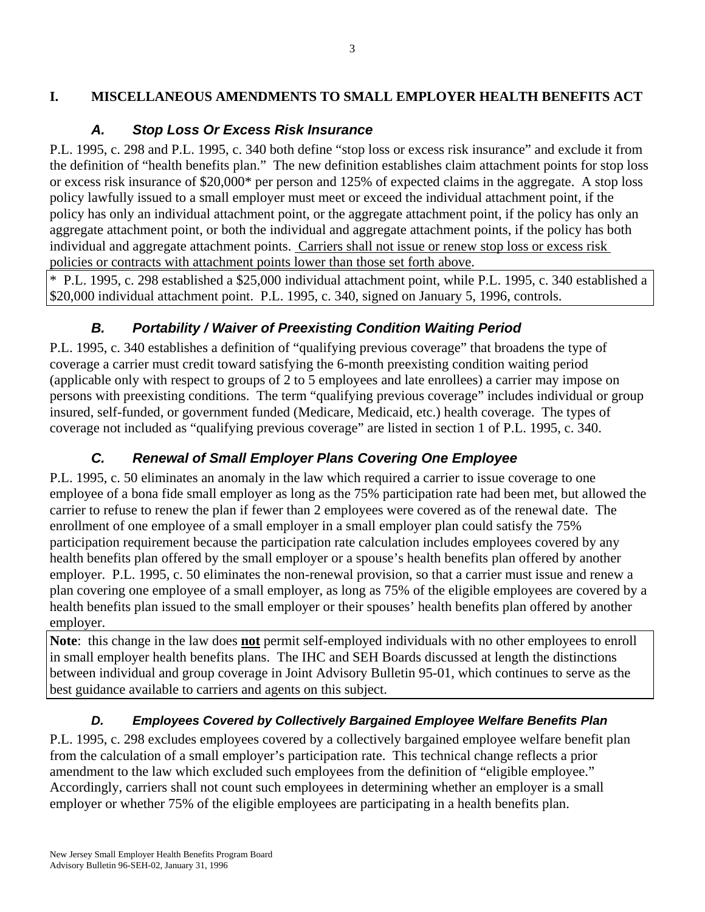## I. MISCELLANEOUS AMENDMENTS TO SMALL EMPLOYER HEALTH BENEFITS ACT

### *A. Stop Loss Or Excess Risk Insurance*

P.L. 1995, c. 298 and P.L. 1995, c. 340 both define "stop loss or excess risk insurance" and exclude it from the definition of "health benefits plan." The new definition establishes claim attachment points for stop loss or excess risk insurance of $20,000* per person and 125% of expected claims in the aggregate. A stop loss policy lawfully issued to a small employer must meet or exceed the individual attachment point, if the policy has only an individual attachment point, or the aggregate attachment point, if the policy has only an aggregate attachment point, or both the individual and aggregate attachment points, if the policy has both individual and aggregate attachment points. <u>Carriers shall not issue or renew stop loss or excess risk policies or contracts with attachment points lower than those set forth above</u>.

> * P.L. 1995, c. 298 established a $25,000 individual attachment point, while P.L. 1995, c. 340 established a $20,000 individual attachment point. P.L. 1995, c. 340, signed on January 5, 1996, controls.

### *B. Portability / Waiver of Preexisting Condition Waiting Period*

P.L. 1995, c. 340 establishes a definition of "qualifying previous coverage" that broadens the type of coverage a carrier must credit toward satisfying the 6-month preexisting condition waiting period (applicable only with respect to groups of 2 to 5 employees and late enrollees) a carrier may impose on persons with preexisting conditions. The term "qualifying previous coverage" includes individual or group insured, self-funded, or government funded (Medicare, Medicaid, etc.) health coverage. The types of coverage not included as "qualifying previous coverage" are listed in section 1 of P.L. 1995, c. 340.

### *C. Renewal of Small Employer Plans Covering One Employee*

P.L. 1995, c. 50 eliminates an anomaly in the law which required a carrier to issue coverage to one employee of a bona fide small employer as long as the 75% participation rate had been met, but allowed the carrier to refuse to renew the plan if fewer than 2 employees were covered as of the renewal date. The enrollment of one employee of a small employer in a small employer plan could satisfy the 75% participation requirement because the participation rate calculation includes employees covered by any health benefits plan offered by the small employer or a spouse's health benefits plan offered by another employer. P.L. 1995, c. 50 eliminates the non-renewal provision, so that a carrier must issue and renew a plan covering one employee of a small employer, as long as 75% of the eligible employees are covered by a health benefits plan issued to the small employer or their spouses' health benefits plan offered by another employer.

> **Note**: this change in the law does <u>**not**</u> permit self-employed individuals with no other employees to enroll in small employer health benefits plans. The IHC and SEH Boards discussed at length the distinctions between individual and group coverage in Joint Advisory Bulletin 95-01, which continues to serve as the best guidance available to carriers and agents on this subject.

### *D. Employees Covered by Collectively Bargained Employee Welfare Benefits Plan*

P.L. 1995, c. 298 excludes employees covered by a collectively bargained employee welfare benefit plan from the calculation of a small employer's participation rate. This technical change reflects a prior amendment to the law which excluded such employees from the definition of "eligible employee." Accordingly, carriers shall not count such employees in determining whether an employer is a small employer or whether 75% of the eligible employees are participating in a health benefits plan.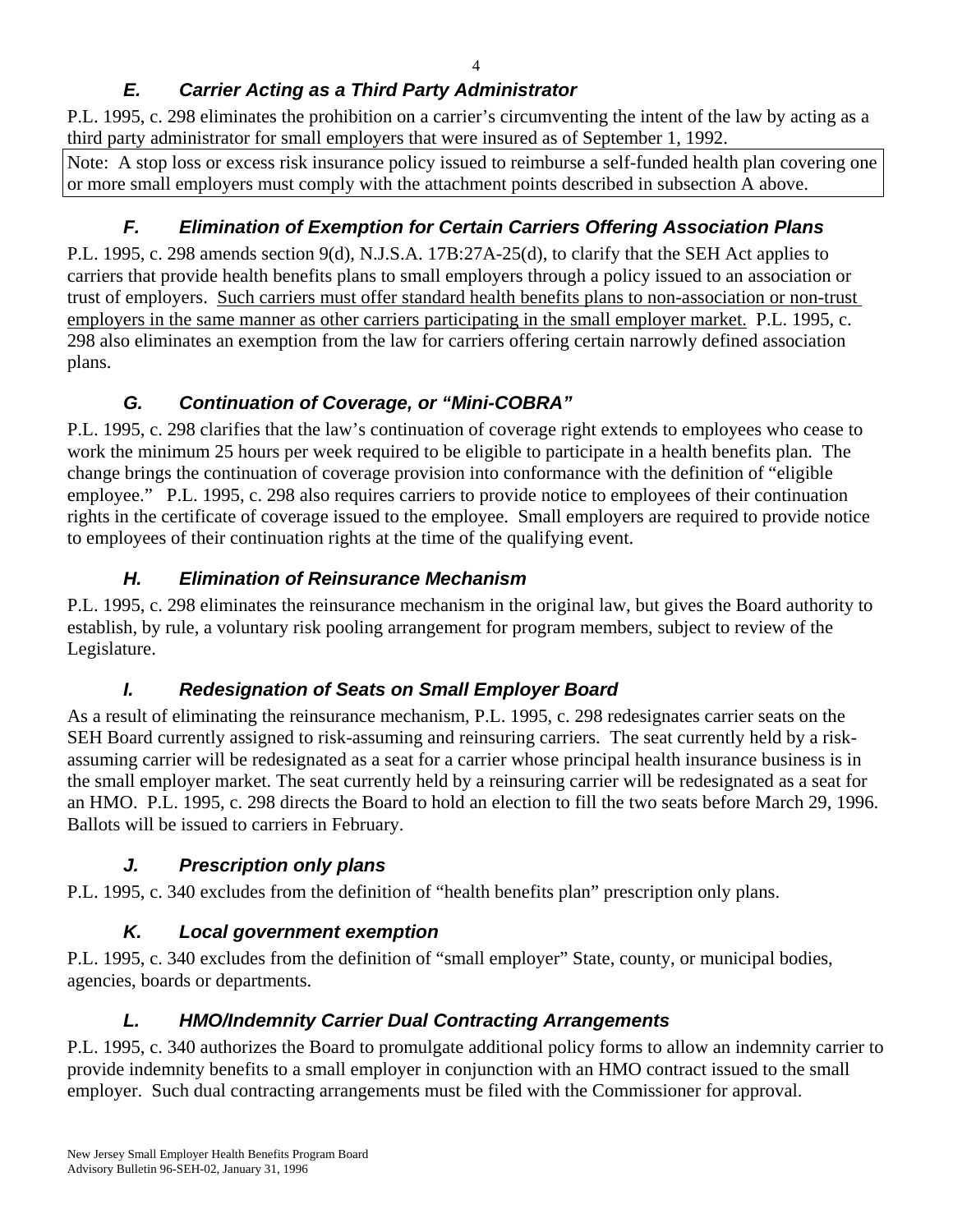### *E. Carrier Acting as a Third Party Administrator*

P.L. 1995, c. 298 eliminates the prohibition on a carrier's circumventing the intent of the law by acting as a third party administrator for small employers that were insured as of September 1, 1992.

> Note: A stop loss or excess risk insurance policy issued to reimburse a self-funded health plan covering one or more small employers must comply with the attachment points described in subsection A above.

### *F. Elimination of Exemption for Certain Carriers Offering Association Plans*

P.L. 1995, c. 298 amends section 9(d), N.J.S.A. 17B:27A-25(d), to clarify that the SEH Act applies to carriers that provide health benefits plans to small employers through a policy issued to an association or trust of employers. <u>Such carriers must offer standard health benefits plans to non-association or non-trust employers in the same manner as other carriers participating in the small employer market.</u> P.L. 1995, c. 298 also eliminates an exemption from the law for carriers offering certain narrowly defined association plans.

### *G. Continuation of Coverage, or "Mini-COBRA"*

P.L. 1995, c. 298 clarifies that the law's continuation of coverage right extends to employees who cease to work the minimum 25 hours per week required to be eligible to participate in a health benefits plan. The change brings the continuation of coverage provision into conformance with the definition of "eligible employee." P.L. 1995, c. 298 also requires carriers to provide notice to employees of their continuation rights in the certificate of coverage issued to the employee. Small employers are required to provide notice to employees of their continuation rights at the time of the qualifying event.

### *H. Elimination of Reinsurance Mechanism*

P.L. 1995, c. 298 eliminates the reinsurance mechanism in the original law, but gives the Board authority to establish, by rule, a voluntary risk pooling arrangement for program members, subject to review of the Legislature.

### *I. Redesignation of Seats on Small Employer Board*

As a result of eliminating the reinsurance mechanism, P.L. 1995, c. 298 redesignates carrier seats on the SEH Board currently assigned to risk-assuming and reinsuring carriers. The seat currently held by a risk-assuming carrier will be redesignated as a seat for a carrier whose principal health insurance business is in the small employer market. The seat currently held by a reinsuring carrier will be redesignated as a seat for an HMO. P.L. 1995, c. 298 directs the Board to hold an election to fill the two seats before March 29, 1996. Ballots will be issued to carriers in February.

### *J. Prescription only plans*

P.L. 1995, c. 340 excludes from the definition of "health benefits plan" prescription only plans.

### *K. Local government exemption*

P.L. 1995, c. 340 excludes from the definition of "small employer" State, county, or municipal bodies, agencies, boards or departments.

### *L. HMO/Indemnity Carrier Dual Contracting Arrangements*

P.L. 1995, c. 340 authorizes the Board to promulgate additional policy forms to allow an indemnity carrier to provide indemnity benefits to a small employer in conjunction with an HMO contract issued to the small employer. Such dual contracting arrangements must be filed with the Commissioner for approval.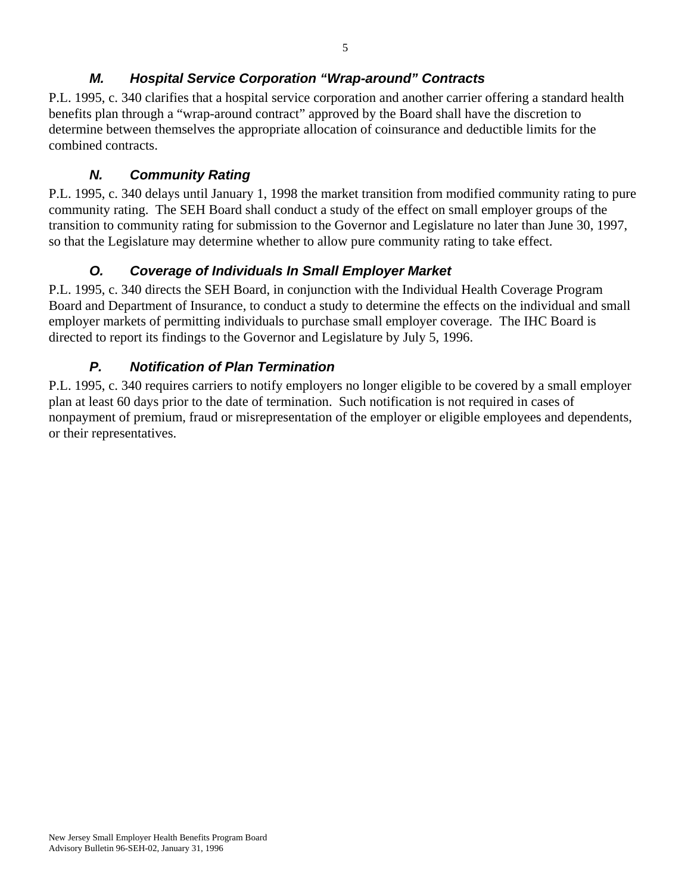### *M. Hospital Service Corporation "Wrap-around" Contracts*

P.L. 1995, c. 340 clarifies that a hospital service corporation and another carrier offering a standard health benefits plan through a "wrap-around contract" approved by the Board shall have the discretion to determine between themselves the appropriate allocation of coinsurance and deductible limits for the combined contracts.

### *N. Community Rating*

P.L. 1995, c. 340 delays until January 1, 1998 the market transition from modified community rating to pure community rating. The SEH Board shall conduct a study of the effect on small employer groups of the transition to community rating for submission to the Governor and Legislature no later than June 30, 1997, so that the Legislature may determine whether to allow pure community rating to take effect.

### *O. Coverage of Individuals In Small Employer Market*

P.L. 1995, c. 340 directs the SEH Board, in conjunction with the Individual Health Coverage Program Board and Department of Insurance, to conduct a study to determine the effects on the individual and small employer markets of permitting individuals to purchase small employer coverage. The IHC Board is directed to report its findings to the Governor and Legislature by July 5, 1996.

### *P. Notification of Plan Termination*

P.L. 1995, c. 340 requires carriers to notify employers no longer eligible to be covered by a small employer plan at least 60 days prior to the date of termination. Such notification is not required in cases of nonpayment of premium, fraud or misrepresentation of the employer or eligible employees and dependents, or their representatives.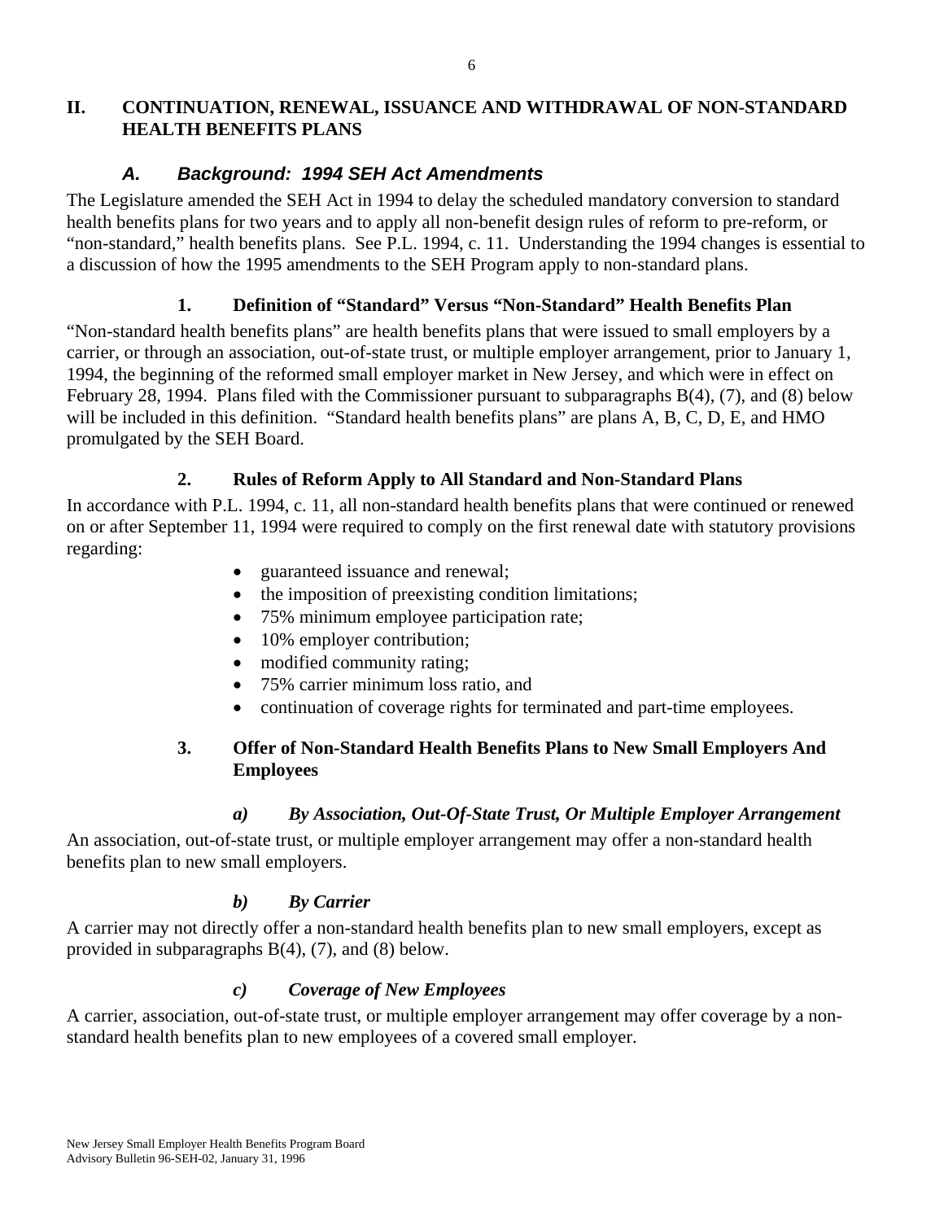## II. CONTINUATION, RENEWAL, ISSUANCE AND WITHDRAWAL OF NON-STANDARD HEALTH BENEFITS PLANS

### *A. Background: 1994 SEH Act Amendments*

The Legislature amended the SEH Act in 1994 to delay the scheduled mandatory conversion to standard health benefits plans for two years and to apply all non-benefit design rules of reform to pre-reform, or "non-standard," health benefits plans. See P.L. 1994, c. 11. Understanding the 1994 changes is essential to a discussion of how the 1995 amendments to the SEH Program apply to non-standard plans.

#### 1. Definition of "Standard" Versus "Non-Standard" Health Benefits Plan

"Non-standard health benefits plans" are health benefits plans that were issued to small employers by a carrier, or through an association, out-of-state trust, or multiple employer arrangement, prior to January 1, 1994, the beginning of the reformed small employer market in New Jersey, and which were in effect on February 28, 1994. Plans filed with the Commissioner pursuant to subparagraphs B(4), (7), and (8) below will be included in this definition. "Standard health benefits plans" are plans A, B, C, D, E, and HMO promulgated by the SEH Board.

#### 2. Rules of Reform Apply to All Standard and Non-Standard Plans

In accordance with P.L. 1994, c. 11, all non-standard health benefits plans that were continued or renewed on or after September 11, 1994 were required to comply on the first renewal date with statutory provisions regarding:

- guaranteed issuance and renewal;
- the imposition of preexisting condition limitations;
- 75% minimum employee participation rate;
- 10% employer contribution;
- modified community rating;
- 75% carrier minimum loss ratio, and
- continuation of coverage rights for terminated and part-time employees.

#### 3. Offer of Non-Standard Health Benefits Plans to New Small Employers And Employees

##### *a) By Association, Out-Of-State Trust, Or Multiple Employer Arrangement*

An association, out-of-state trust, or multiple employer arrangement may offer a non-standard health benefits plan to new small employers.

##### *b) By Carrier*

A carrier may not directly offer a non-standard health benefits plan to new small employers, except as provided in subparagraphs B(4), (7), and (8) below.

##### *c) Coverage of New Employees*

A carrier, association, out-of-state trust, or multiple employer arrangement may offer coverage by a non-standard health benefits plan to new employees of a covered small employer.

New Jersey Small Employer Health Benefits Program Board
Advisory Bulletin 96-SEH-02, January 31, 1996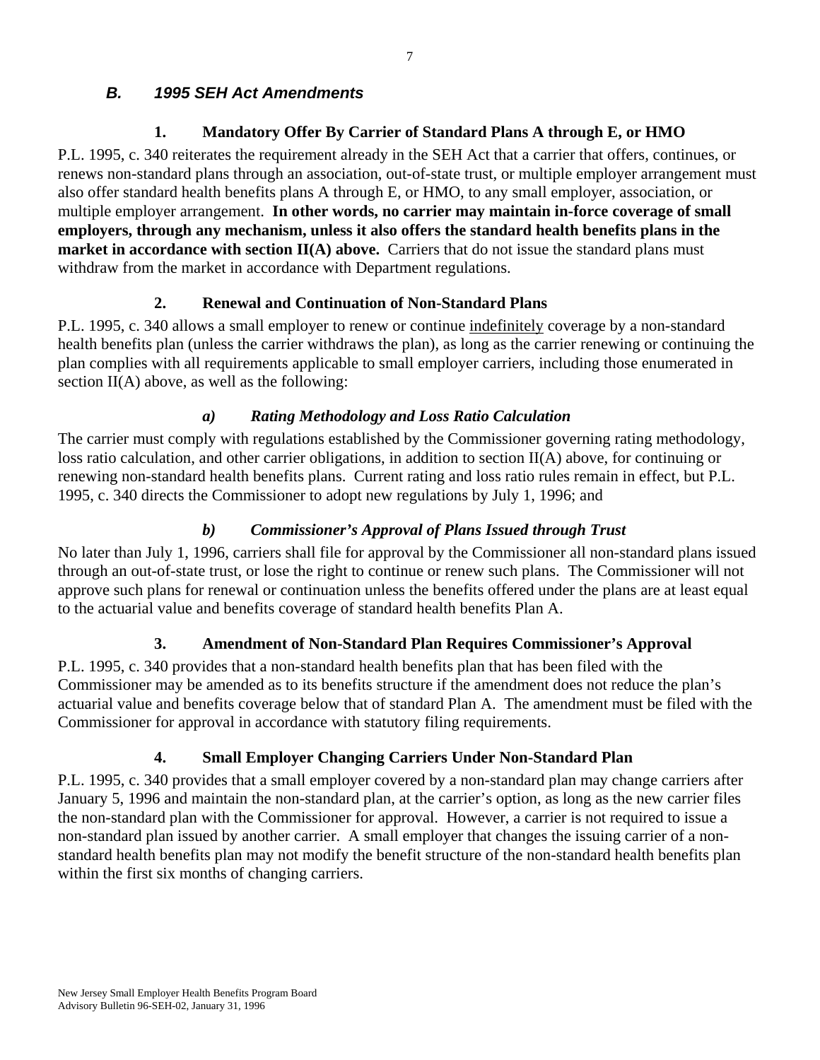### *B. 1995 SEH Act Amendments*

#### 1. Mandatory Offer By Carrier of Standard Plans A through E, or HMO

P.L. 1995, c. 340 reiterates the requirement already in the SEH Act that a carrier that offers, continues, or renews non-standard plans through an association, out-of-state trust, or multiple employer arrangement must also offer standard health benefits plans A through E, or HMO, to any small employer, association, or multiple employer arrangement. **In other words, no carrier may maintain in-force coverage of small employers, through any mechanism, unless it also offers the standard health benefits plans in the market in accordance with section II(A) above.** Carriers that do not issue the standard plans must withdraw from the market in accordance with Department regulations.

#### 2. Renewal and Continuation of Non-Standard Plans

P.L. 1995, c. 340 allows a small employer to renew or continue <u>indefinitely</u> coverage by a non-standard health benefits plan (unless the carrier withdraws the plan), as long as the carrier renewing or continuing the plan complies with all requirements applicable to small employer carriers, including those enumerated in section II(A) above, as well as the following:

##### *a) Rating Methodology and Loss Ratio Calculation*

The carrier must comply with regulations established by the Commissioner governing rating methodology, loss ratio calculation, and other carrier obligations, in addition to section II(A) above, for continuing or renewing non-standard health benefits plans. Current rating and loss ratio rules remain in effect, but P.L. 1995, c. 340 directs the Commissioner to adopt new regulations by July 1, 1996; and

##### *b) Commissioner's Approval of Plans Issued through Trust*

No later than July 1, 1996, carriers shall file for approval by the Commissioner all non-standard plans issued through an out-of-state trust, or lose the right to continue or renew such plans. The Commissioner will not approve such plans for renewal or continuation unless the benefits offered under the plans are at least equal to the actuarial value and benefits coverage of standard health benefits Plan A.

#### 3. Amendment of Non-Standard Plan Requires Commissioner's Approval

P.L. 1995, c. 340 provides that a non-standard health benefits plan that has been filed with the Commissioner may be amended as to its benefits structure if the amendment does not reduce the plan's actuarial value and benefits coverage below that of standard Plan A. The amendment must be filed with the Commissioner for approval in accordance with statutory filing requirements.

#### 4. Small Employer Changing Carriers Under Non-Standard Plan

P.L. 1995, c. 340 provides that a small employer covered by a non-standard plan may change carriers after January 5, 1996 and maintain the non-standard plan, at the carrier's option, as long as the new carrier files the non-standard plan with the Commissioner for approval. However, a carrier is not required to issue a non-standard plan issued by another carrier. A small employer that changes the issuing carrier of a non-standard health benefits plan may not modify the benefit structure of the non-standard health benefits plan within the first six months of changing carriers.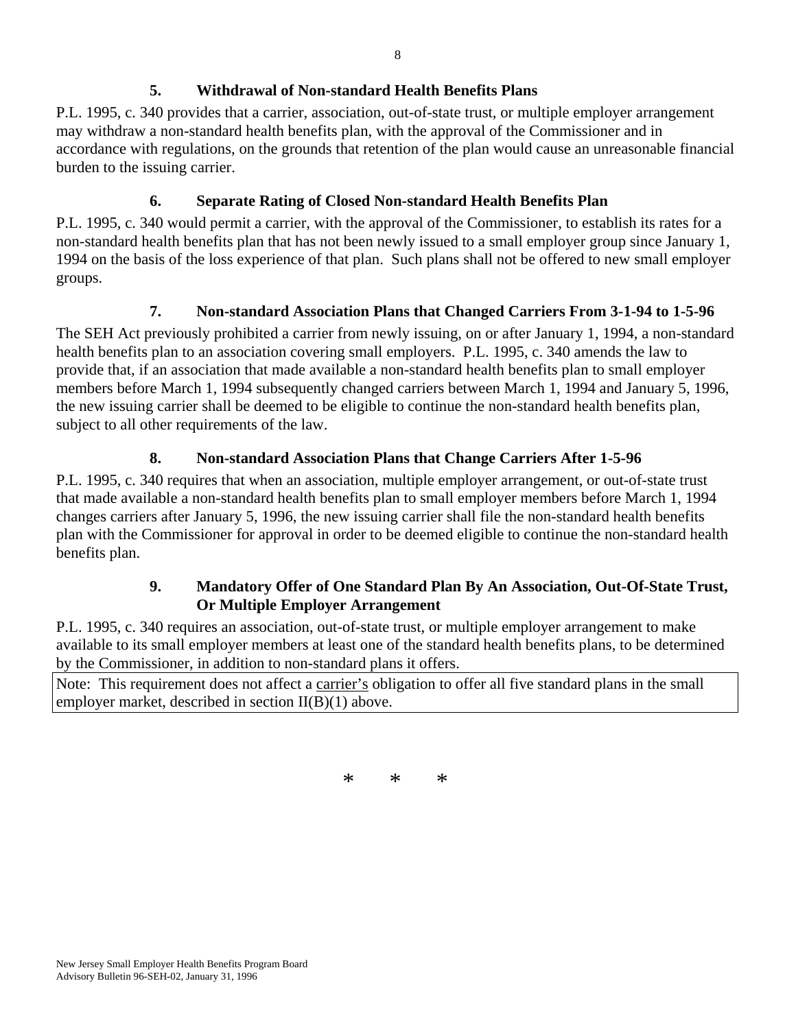### 5. Withdrawal of Non-standard Health Benefits Plans

P.L. 1995, c. 340 provides that a carrier, association, out-of-state trust, or multiple employer arrangement may withdraw a non-standard health benefits plan, with the approval of the Commissioner and in accordance with regulations, on the grounds that retention of the plan would cause an unreasonable financial burden to the issuing carrier.

### 6. Separate Rating of Closed Non-standard Health Benefits Plan

P.L. 1995, c. 340 would permit a carrier, with the approval of the Commissioner, to establish its rates for a non-standard health benefits plan that has not been newly issued to a small employer group since January 1, 1994 on the basis of the loss experience of that plan. Such plans shall not be offered to new small employer groups.

### 7. Non-standard Association Plans that Changed Carriers From 3-1-94 to 1-5-96

The SEH Act previously prohibited a carrier from newly issuing, on or after January 1, 1994, a non-standard health benefits plan to an association covering small employers. P.L. 1995, c. 340 amends the law to provide that, if an association that made available a non-standard health benefits plan to small employer members before March 1, 1994 subsequently changed carriers between March 1, 1994 and January 5, 1996, the new issuing carrier shall be deemed to be eligible to continue the non-standard health benefits plan, subject to all other requirements of the law.

### 8. Non-standard Association Plans that Change Carriers After 1-5-96

P.L. 1995, c. 340 requires that when an association, multiple employer arrangement, or out-of-state trust that made available a non-standard health benefits plan to small employer members before March 1, 1994 changes carriers after January 5, 1996, the new issuing carrier shall file the non-standard health benefits plan with the Commissioner for approval in order to be deemed eligible to continue the non-standard health benefits plan.

### 9. Mandatory Offer of One Standard Plan By An Association, Out-Of-State Trust, Or Multiple Employer Arrangement

P.L. 1995, c. 340 requires an association, out-of-state trust, or multiple employer arrangement to make available to its small employer members at least one of the standard health benefits plans, to be determined by the Commissioner, in addition to non-standard plans it offers.

Note: This requirement does not affect a carrier's obligation to offer all five standard plans in the small employer market, described in section II(B)(1) above.

\* \* \*

New Jersey Small Employer Health Benefits Program Board
Advisory Bulletin 96-SEH-02, January 31, 1996